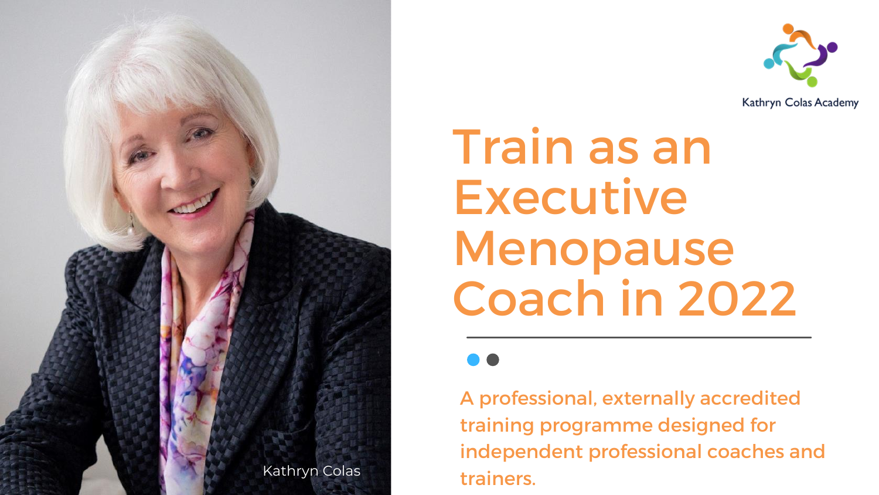Kathryn Colas Academy

# Train as an Executive Menopause Coach in 2022

A professional, externally accredited training programme designed for independent professional coaches and trainers.

Kathryn Colas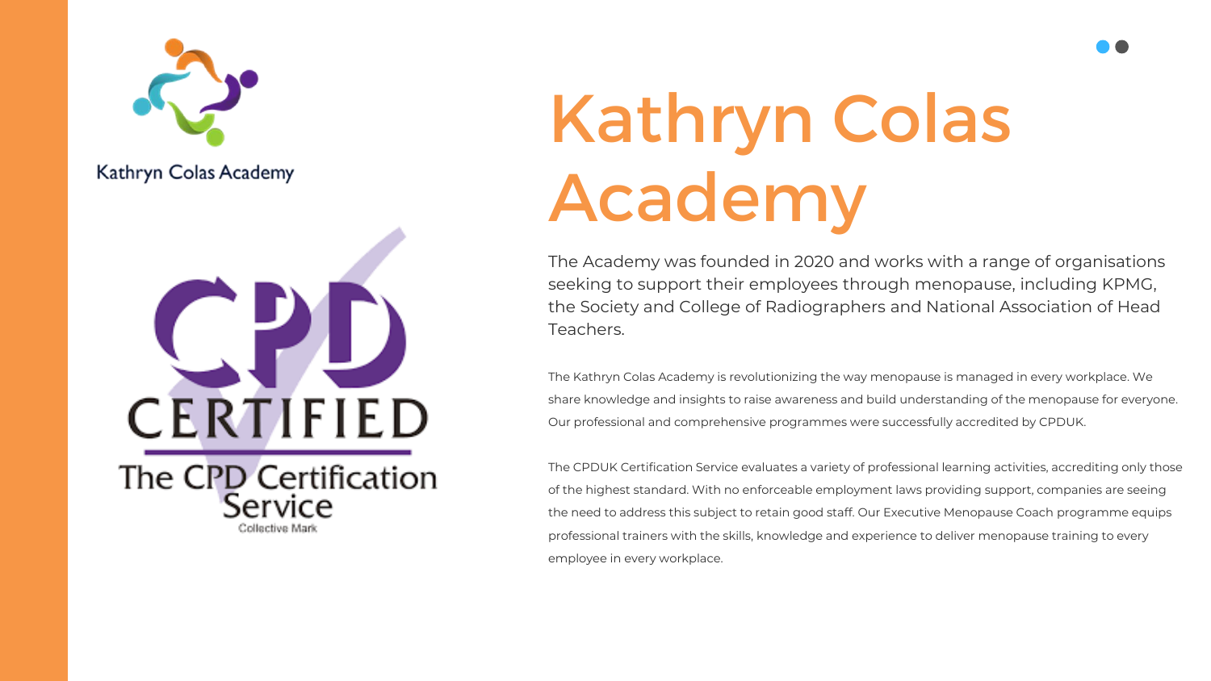Kathryn Colas Academy

# Kathryn Colas Academy

The Academy was founded in 2020 and works with a range of organisations seeking to support their employees through menopause, including KPMG, the Society and College of Radiographers and National Association of Head Teachers.

The Kathryn Colas Academy is revolutionizing the way menopause is managed in every workplace. We share knowledge and insights to raise awareness and build understanding of the menopause for everyone. Our professional and comprehensive programmes were successfully accredited by CPDUK.

The CPDUK Certification Service evaluates a variety of professional learning activities, accrediting only those of the highest standard. With no enforceable employment laws providing support, companies are seeing the need to address this subject to retain good staff. Our Executive Menopause Coach programme equips professional trainers with the skills, knowledge and experience to deliver menopause training to every employee in every workplace.

CPD CERTIFIED

The CPD Certification Service

Collective Mark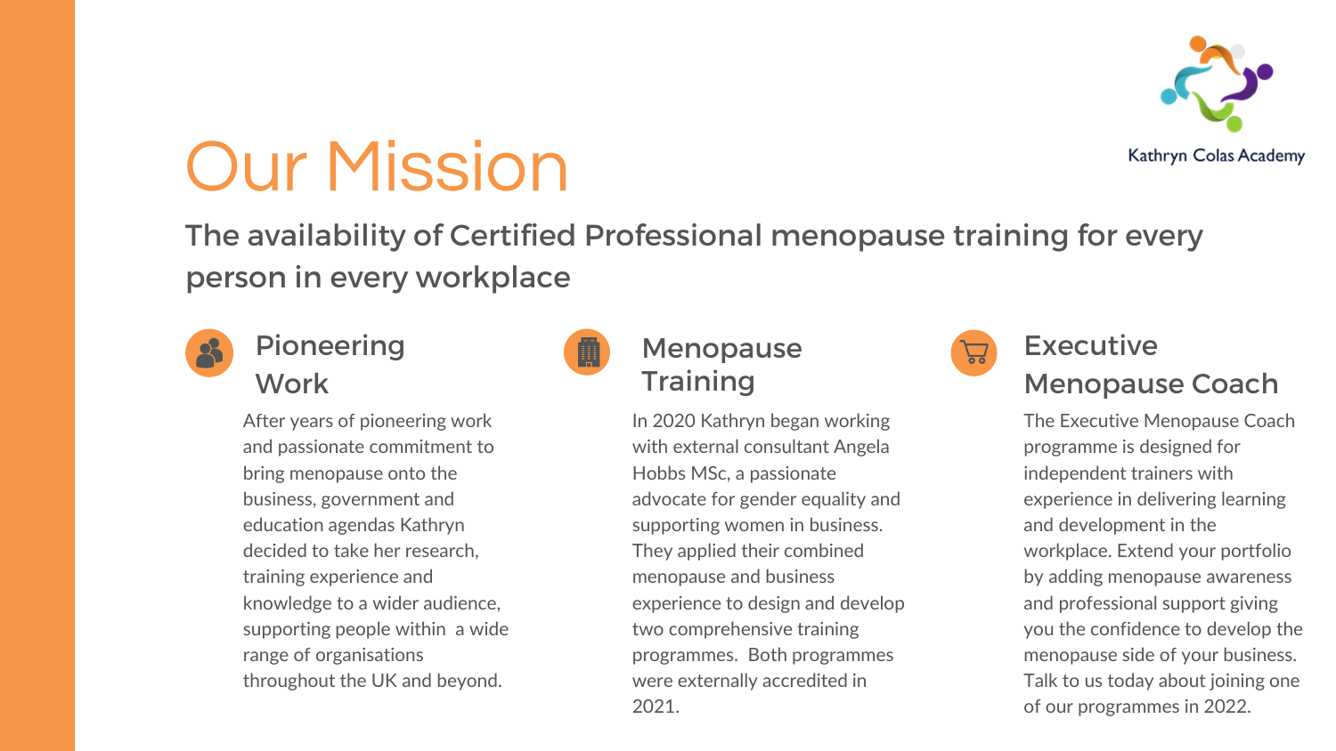# Our Mission

Kathryn Colas Academy

## The availability of Certified Professional menopause training for every person in every workplace

### Pioneering Work

After years of pioneering work and passionate commitment to bring menopause onto the business, government and education agendas Kathryn decided to take her research, training experience and knowledge to a wider audience, supporting people within a wide range of organisations throughout the UK and beyond.

### Menopause Training

In 2020 Kathryn began working with external consultant Angela Hobbs MSc, a passionate advocate for gender equality and supporting women in business. They applied their combined menopause and business experience to design and develop two comprehensive training programmes. Both programmes were externally accredited in 2021.

### Executive Menopause Coach

The Executive Menopause Coach programme is designed for independent trainers with experience in delivering learning and development in the workplace. Extend your portfolio by adding menopause awareness and professional support giving you the confidence to develop the menopause side of your business. Talk to us today about joining one of our programmes in 2022.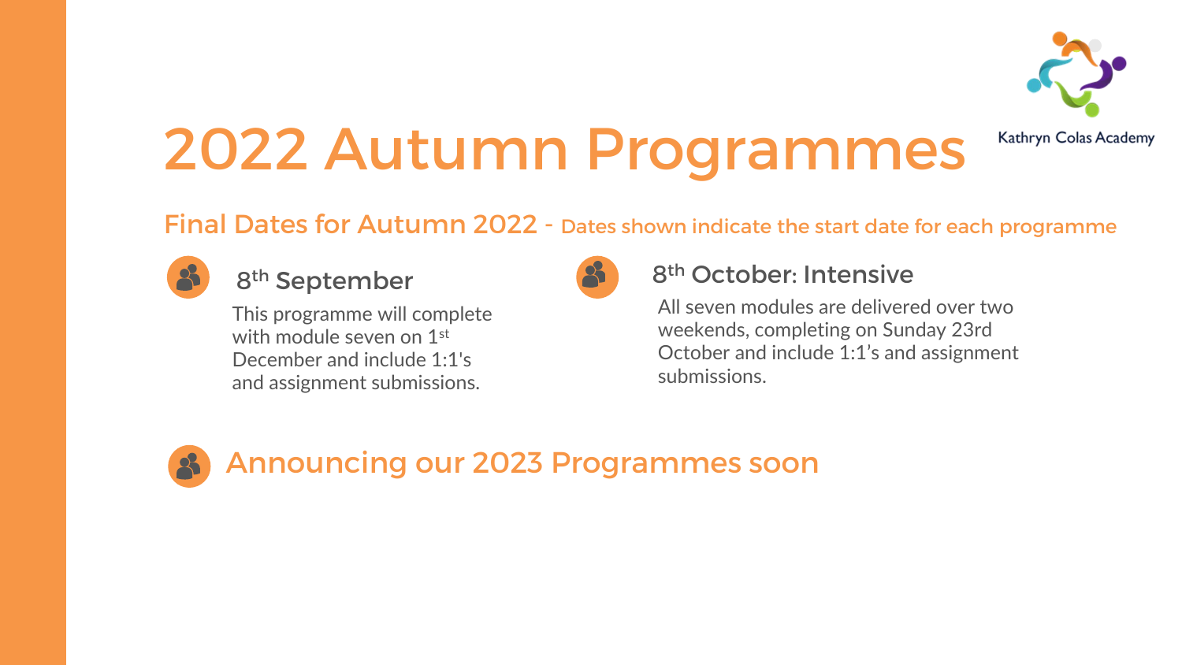Kathryn Colas Academy

# 2022 Autumn Programmes

## Final Dates for Autumn 2022 - Dates shown indicate the start date for each programme

### 8th September

This programme will complete with module seven on 1st December and include 1:1's and assignment submissions.

### 8th October: Intensive

All seven modules are delivered over two weekends, completing on Sunday 23rd October and include 1:1's and assignment submissions.

## Announcing our 2023 Programmes soon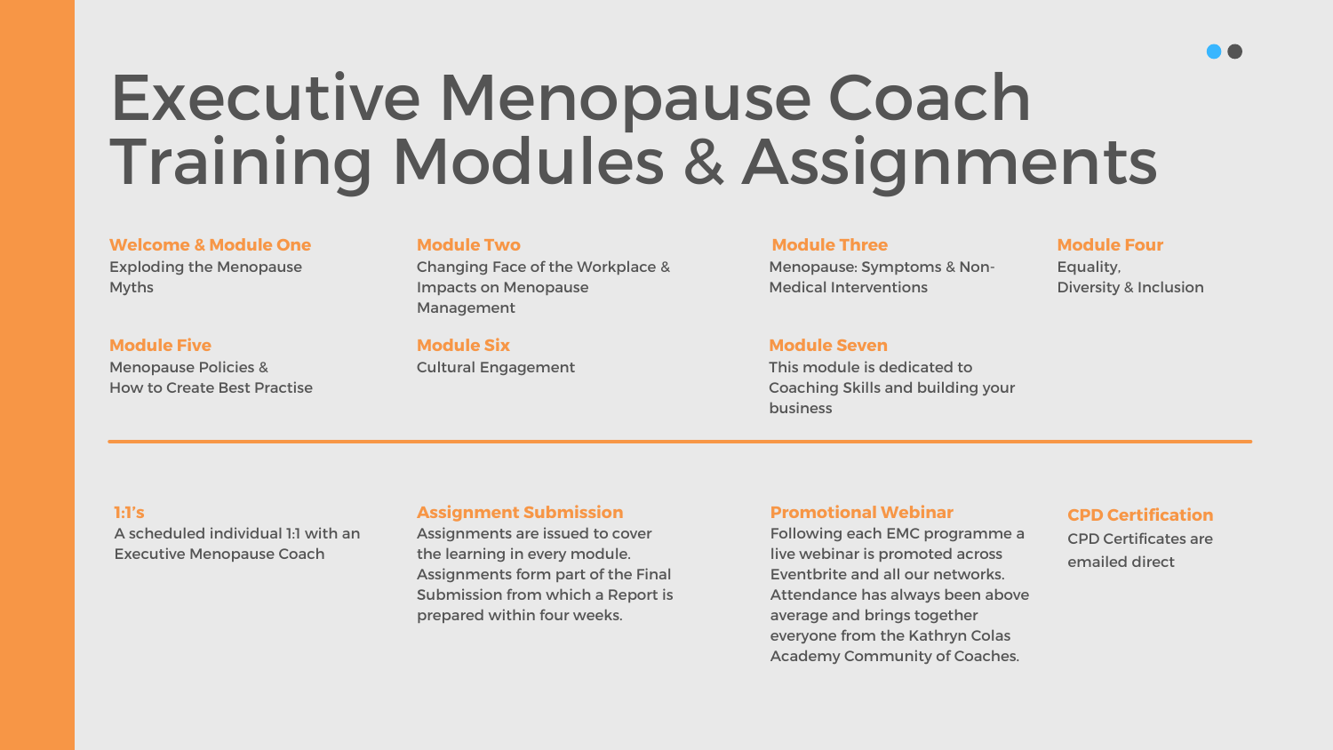# Executive Menopause Coach Training Modules & Assignments

### Welcome & Module One
Exploding the Menopause Myths

### Module Two
Changing Face of the Workplace & Impacts on Menopause Management

### Module Three
Menopause: Symptoms & Non-Medical Interventions

### Module Four
Equality, Diversity & Inclusion

### Module Five
Menopause Policies & How to Create Best Practise

### Module Six
Cultural Engagement

### Module Seven
This module is dedicated to Coaching Skills and building your business

---

### 1:1's
A scheduled individual 1:1 with an Executive Menopause Coach

### Assignment Submission
Assignments are issued to cover the learning in every module. Assignments form part of the Final Submission from which a Report is prepared within four weeks.

### Promotional Webinar
Following each EMC programme a live webinar is promoted across Eventbrite and all our networks. Attendance has always been above average and brings together everyone from the Kathryn Colas Academy Community of Coaches.

### CPD Certification
CPD Certificates are emailed direct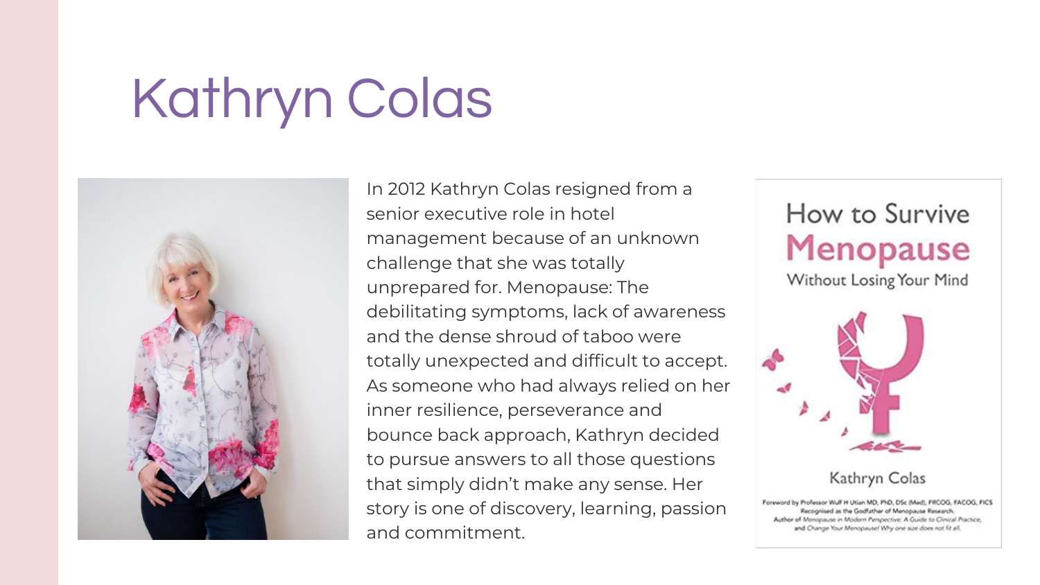# Kathryn Colas

In 2012 Kathryn Colas resigned from a senior executive role in hotel management because of an unknown challenge that she was totally unprepared for. Menopause: The debilitating symptoms, lack of awareness and the dense shroud of taboo were totally unexpected and difficult to accept. As someone who had always relied on her inner resilience, perseverance and bounce back approach, Kathryn decided to pursue answers to all those questions that simply didn't make any sense. Her story is one of discovery, learning, passion and commitment.

How to Survive **Menopause** Without Losing Your Mind

Kathryn Colas

Foreword by Professor Wulf H Utian MD, PhD, DSc (Med), FRCOG, FACOG, FICS
Recognised as the Godfather of Menopause Research.
Author of *Menopause in Modern Perspective: A Guide to Clinical Practice*, and *Change Your Menopause! Why one size does not fit all.*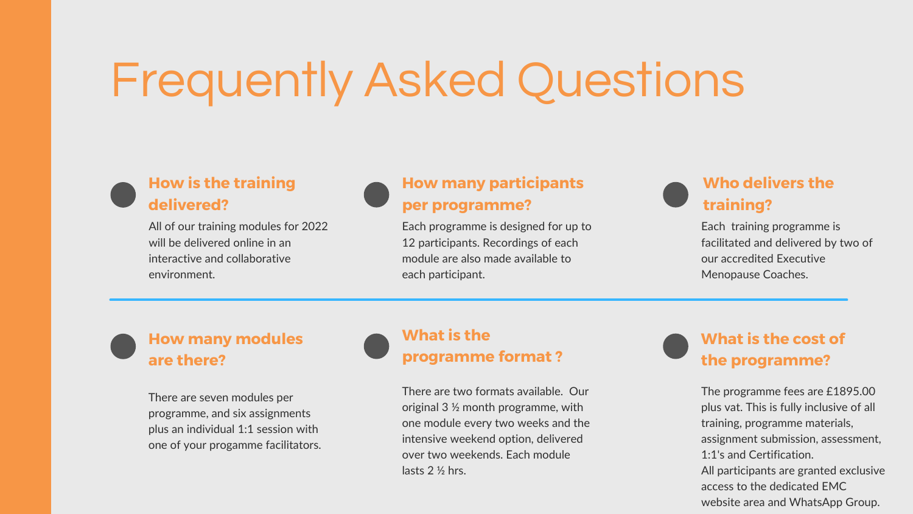# Frequently Asked Questions

### How is the training delivered?

All of our training modules for 2022 will be delivered online in an interactive and collaborative environment.

### How many participants per programme?

Each programme is designed for up to 12 participants. Recordings of each module are also made available to each participant.

### Who delivers the training?

Each training programme is facilitated and delivered by two of our accredited Executive Menopause Coaches.

---

### How many modules are there?

There are seven modules per programme, and six assignments plus an individual 1:1 session with one of your progamme facilitators.

### What is the programme format ?

There are two formats available. Our original 3 ½ month programme, with one module every two weeks and the intensive weekend option, delivered over two weekends. Each module lasts 2 ½ hrs.

### What is the cost of the programme?

The programme fees are £1895.00 plus vat. This is fully inclusive of all training, programme materials, assignment submission, assessment, 1:1's and Certification.
All participants are granted exclusive access to the dedicated EMC website area and WhatsApp Group.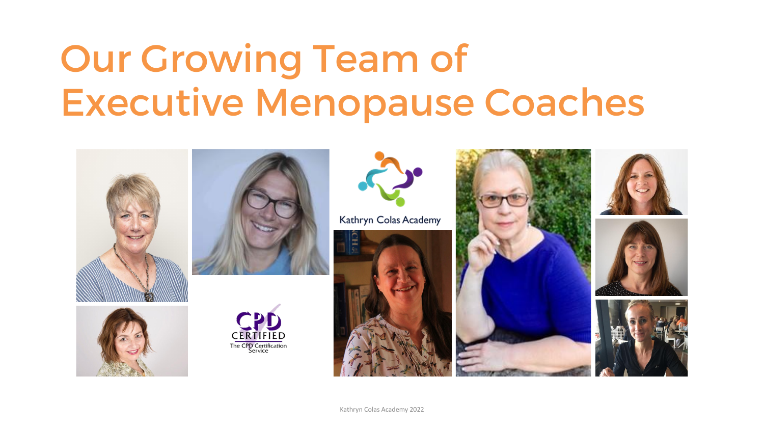# Our Growing Team of Executive Menopause Coaches

Kathryn Colas Academy

CPD CERTIFIED
The CPD Certification Service

Kathryn Colas Academy 2022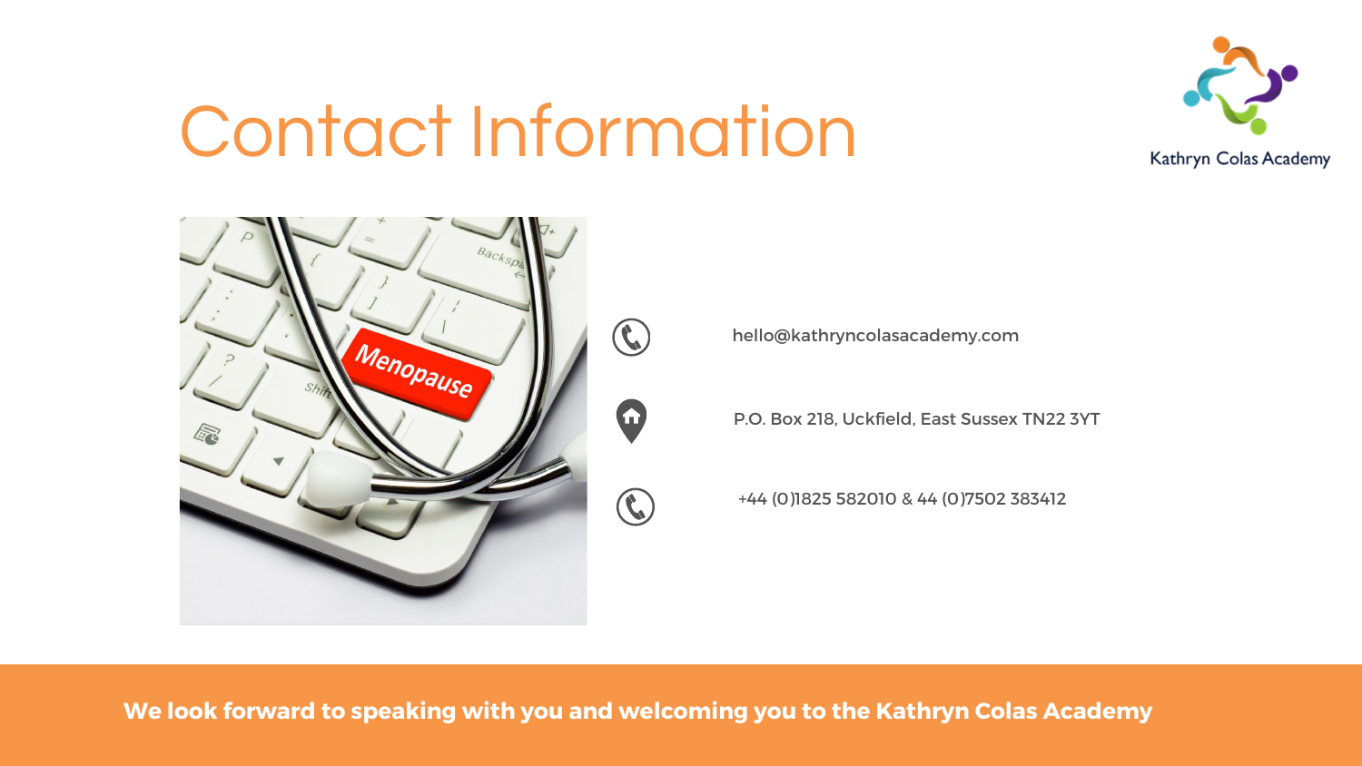# Contact Information

Kathryn Colas Academy

hello@kathryncolasacademy.com

P.O. Box 218, Uckfield, East Sussex TN22 3YT

+44 (0)1825 582010 & 44 (0)7502 383412

**We look forward to speaking with you and welcoming you to the Kathryn Colas Academy**